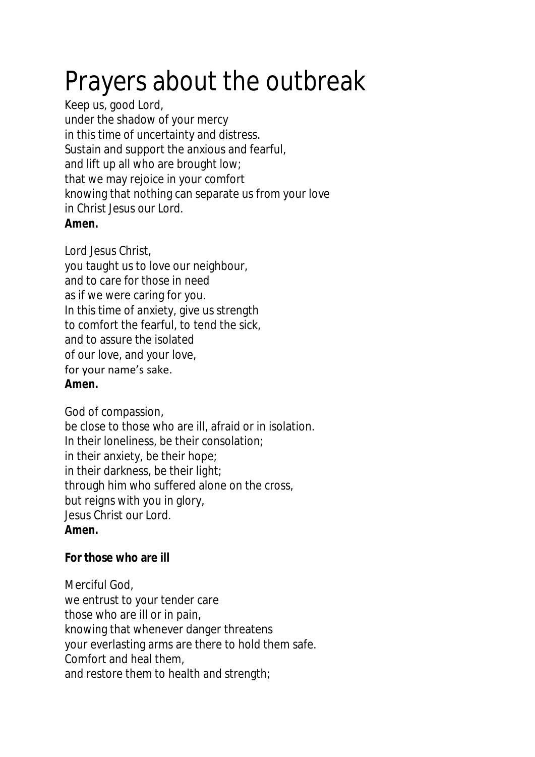# Prayers about the outbreak

Keep us, good Lord,
under the shadow of your mercy
in this time of uncertainty and distress.
Sustain and support the anxious and fearful,
and lift up all who are brought low;
that we may rejoice in your comfort
knowing that nothing can separate us from your love
in Christ Jesus our Lord.
**Amen.**

Lord Jesus Christ,
you taught us to love our neighbour,
and to care for those in need
as if we were caring for you.
In this time of anxiety, give us strength
to comfort the fearful, to tend the sick,
and to assure the isolated
of our love, and your love,
for your name's sake.
**Amen.**

God of compassion,
be close to those who are ill, afraid or in isolation.
In their loneliness, be their consolation;
in their anxiety, be their hope;
in their darkness, be their light;
through him who suffered alone on the cross,
but reigns with you in glory,
Jesus Christ our Lord.
**Amen.**

**For those who are ill**

Merciful God,
we entrust to your tender care
those who are ill or in pain,
knowing that whenever danger threatens
your everlasting arms are there to hold them safe.
Comfort and heal them,
and restore them to health and strength;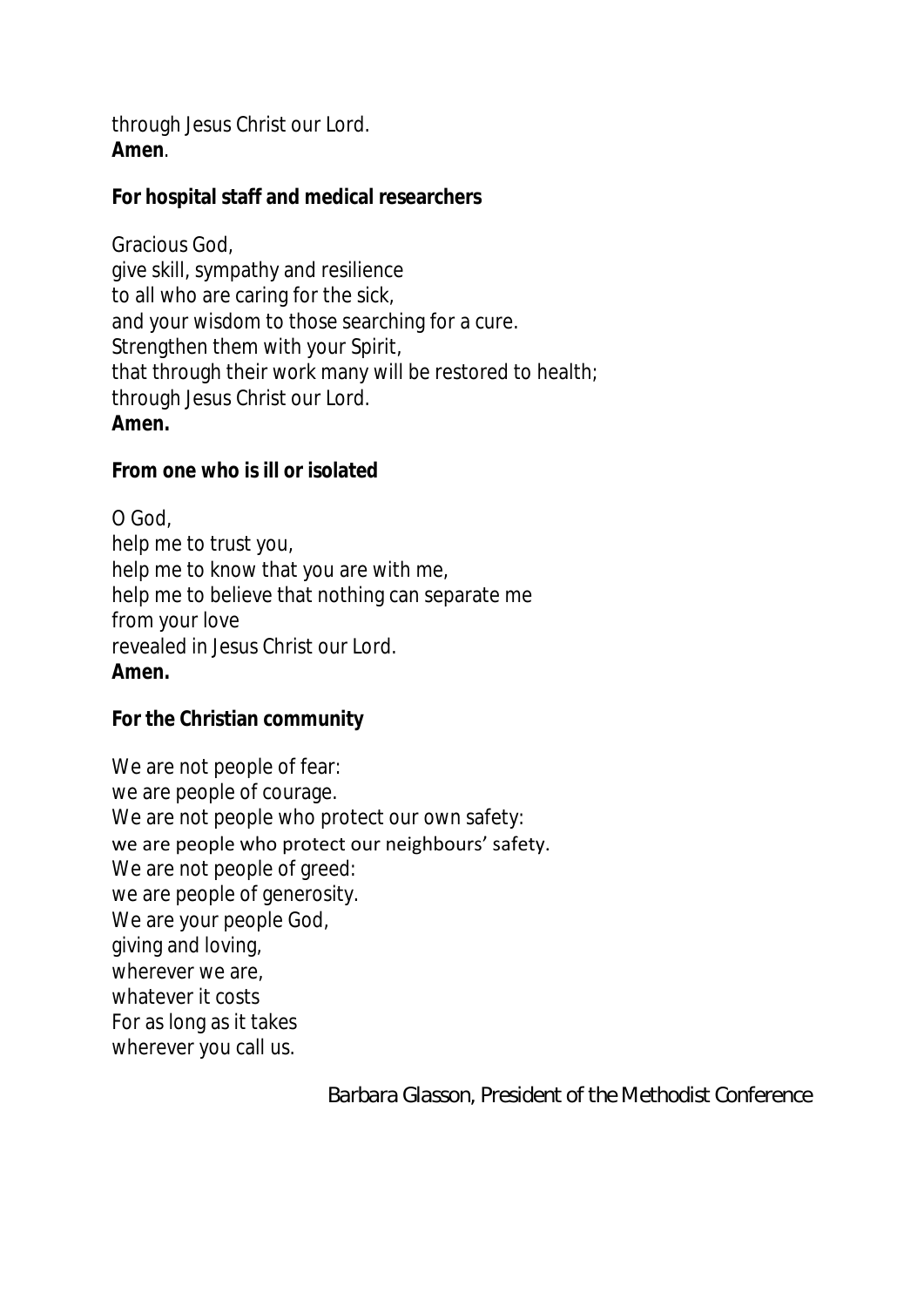through Jesus Christ our Lord.
**Amen**.

**For hospital staff and medical researchers**

Gracious God,
give skill, sympathy and resilience
to all who are caring for the sick,
and your wisdom to those searching for a cure.
Strengthen them with your Spirit,
that through their work many will be restored to health;
through Jesus Christ our Lord.
**Amen.**

**From one who is ill or isolated**

O God,
help me to trust you,
help me to know that you are with me,
help me to believe that nothing can separate me
from your love
revealed in Jesus Christ our Lord.
**Amen.**

**For the Christian community**

We are not people of fear:
we are people of courage.
We are not people who protect our own safety:
we are people who protect our neighbours' safety.
We are not people of greed:
we are people of generosity.
We are your people God,
giving and loving,
wherever we are,
whatever it costs
For as long as it takes
wherever you call us.

Barbara Glasson, President of the Methodist Conference